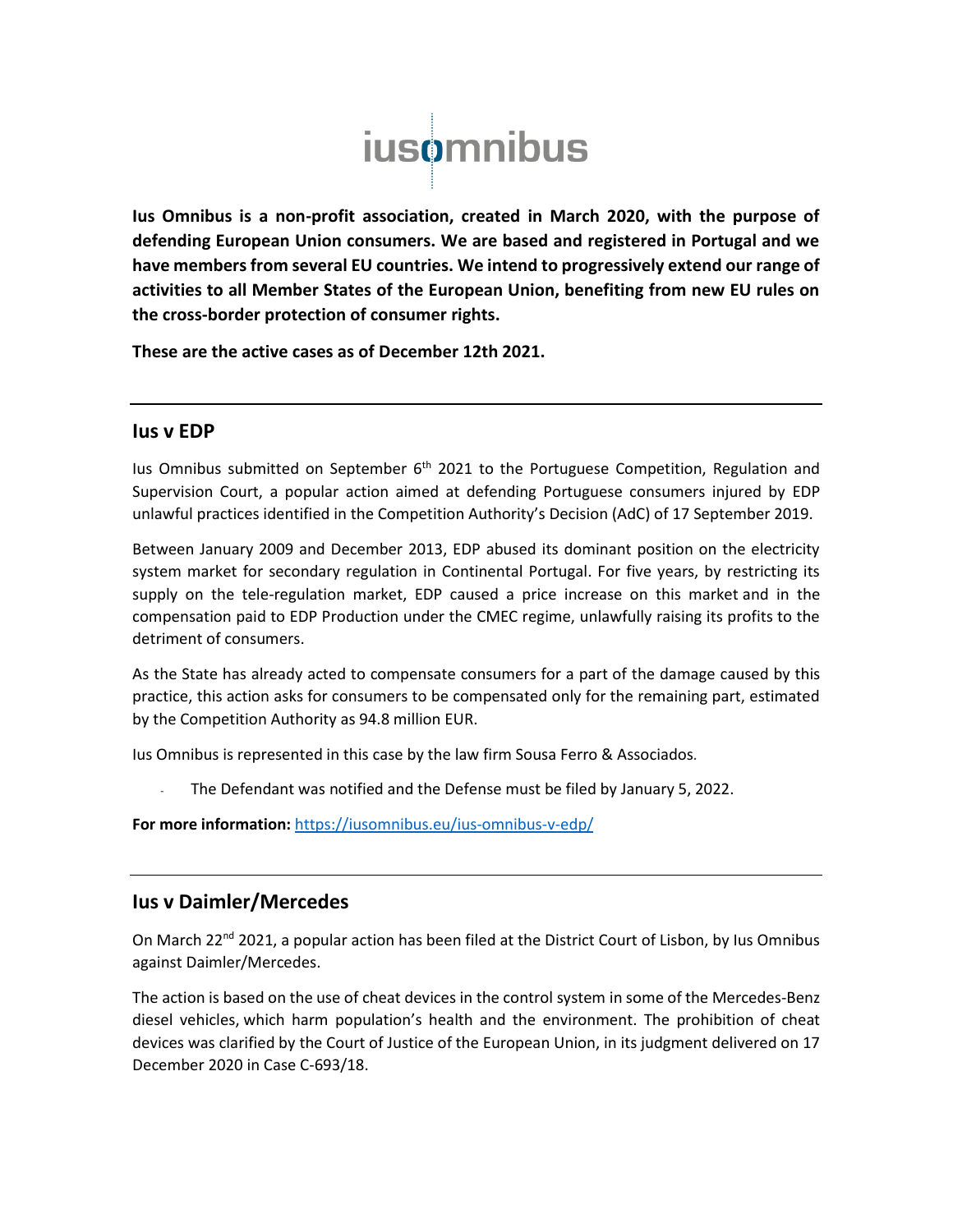iusomnibus

**Ius Omnibus is a non-profit association, created in March 2020, with the purpose of defending European Union consumers. We are based and registered in Portugal and we have members from several EU countries. We intend to progressively extend our range of activities to all Member States of the European Union, benefiting from new EU rules on the cross-border protection of consumer rights.**

**These are the active cases as of December 12th 2021.**

---

## Ius v EDP

Ius Omnibus submitted on September 6th 2021 to the Portuguese Competition, Regulation and Supervision Court, a popular action aimed at defending Portuguese consumers injured by EDP unlawful practices identified in the Competition Authority's Decision (AdC) of 17 September 2019.

Between January 2009 and December 2013, EDP abused its dominant position on the electricity system market for secondary regulation in Continental Portugal. For five years, by restricting its supply on the tele-regulation market, EDP caused a price increase on this market and in the compensation paid to EDP Production under the CMEC regime, unlawfully raising its profits to the detriment of consumers.

As the State has already acted to compensate consumers for a part of the damage caused by this practice, this action asks for consumers to be compensated only for the remaining part, estimated by the Competition Authority as 94.8 million EUR.

Ius Omnibus is represented in this case by the law firm Sousa Ferro & Associados.

- The Defendant was notified and the Defense must be filed by January 5, 2022.

**For more information:** https://iusomnibus.eu/ius-omnibus-v-edp/

---

## Ius v Daimler/Mercedes

On March 22nd 2021, a popular action has been filed at the District Court of Lisbon, by Ius Omnibus against Daimler/Mercedes.

The action is based on the use of cheat devices in the control system in some of the Mercedes-Benz diesel vehicles, which harm population's health and the environment. The prohibition of cheat devices was clarified by the Court of Justice of the European Union, in its judgment delivered on 17 December 2020 in Case C-693/18.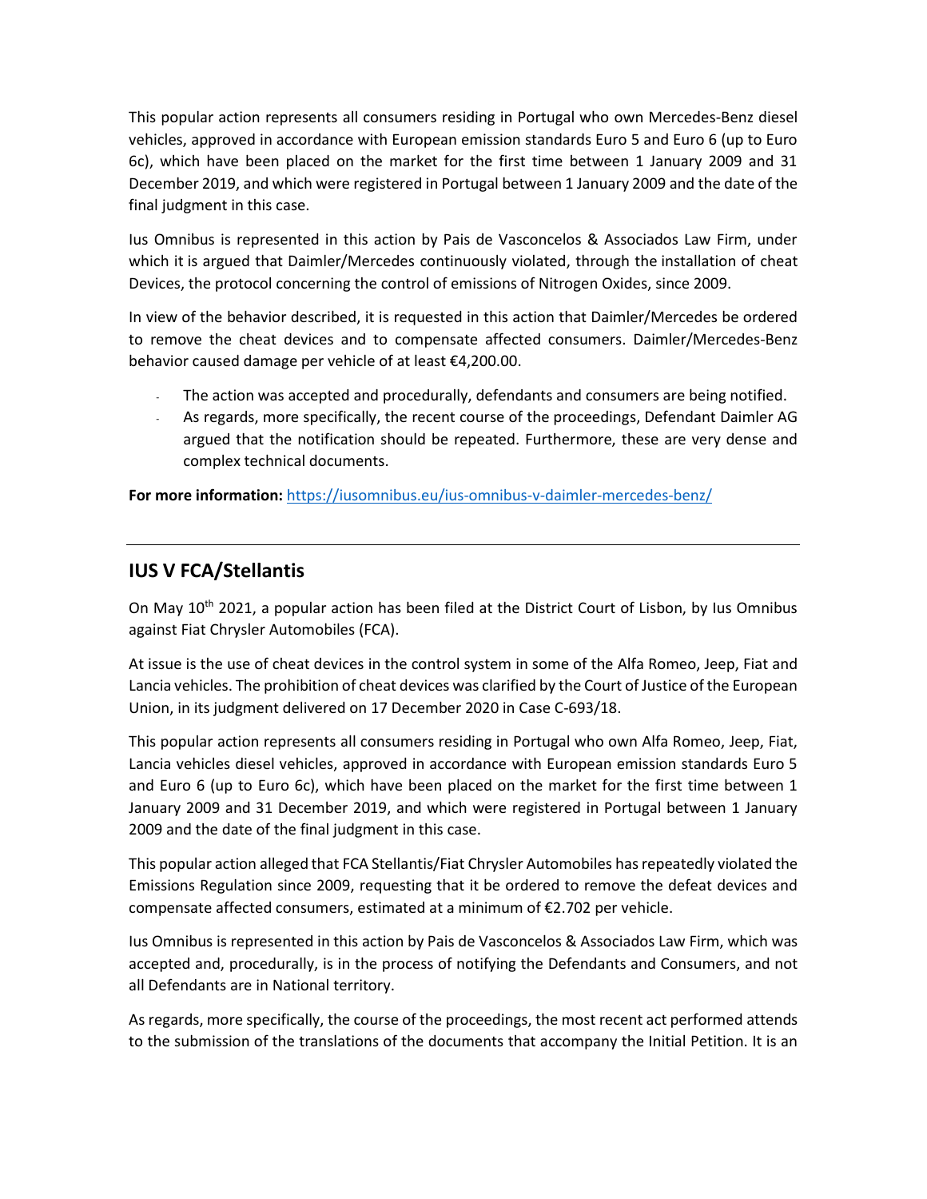This popular action represents all consumers residing in Portugal who own Mercedes-Benz diesel vehicles, approved in accordance with European emission standards Euro 5 and Euro 6 (up to Euro 6c), which have been placed on the market for the first time between 1 January 2009 and 31 December 2019, and which were registered in Portugal between 1 January 2009 and the date of the final judgment in this case.

Ius Omnibus is represented in this action by Pais de Vasconcelos & Associados Law Firm, under which it is argued that Daimler/Mercedes continuously violated, through the installation of cheat Devices, the protocol concerning the control of emissions of Nitrogen Oxides, since 2009.

In view of the behavior described, it is requested in this action that Daimler/Mercedes be ordered to remove the cheat devices and to compensate affected consumers. Daimler/Mercedes-Benz behavior caused damage per vehicle of at least €4,200.00.

- The action was accepted and procedurally, defendants and consumers are being notified.
- As regards, more specifically, the recent course of the proceedings, Defendant Daimler AG argued that the notification should be repeated. Furthermore, these are very dense and complex technical documents.

**For more information:** https://iusomnibus.eu/ius-omnibus-v-daimler-mercedes-benz/

---

## IUS V FCA/Stellantis

On May 10th 2021, a popular action has been filed at the District Court of Lisbon, by Ius Omnibus against Fiat Chrysler Automobiles (FCA).

At issue is the use of cheat devices in the control system in some of the Alfa Romeo, Jeep, Fiat and Lancia vehicles. The prohibition of cheat devices was clarified by the Court of Justice of the European Union, in its judgment delivered on 17 December 2020 in Case C-693/18.

This popular action represents all consumers residing in Portugal who own Alfa Romeo, Jeep, Fiat, Lancia vehicles diesel vehicles, approved in accordance with European emission standards Euro 5 and Euro 6 (up to Euro 6c), which have been placed on the market for the first time between 1 January 2009 and 31 December 2019, and which were registered in Portugal between 1 January 2009 and the date of the final judgment in this case.

This popular action alleged that FCA Stellantis/Fiat Chrysler Automobiles has repeatedly violated the Emissions Regulation since 2009, requesting that it be ordered to remove the defeat devices and compensate affected consumers, estimated at a minimum of €2.702 per vehicle.

Ius Omnibus is represented in this action by Pais de Vasconcelos & Associados Law Firm, which was accepted and, procedurally, is in the process of notifying the Defendants and Consumers, and not all Defendants are in National territory.

As regards, more specifically, the course of the proceedings, the most recent act performed attends to the submission of the translations of the documents that accompany the Initial Petition. It is an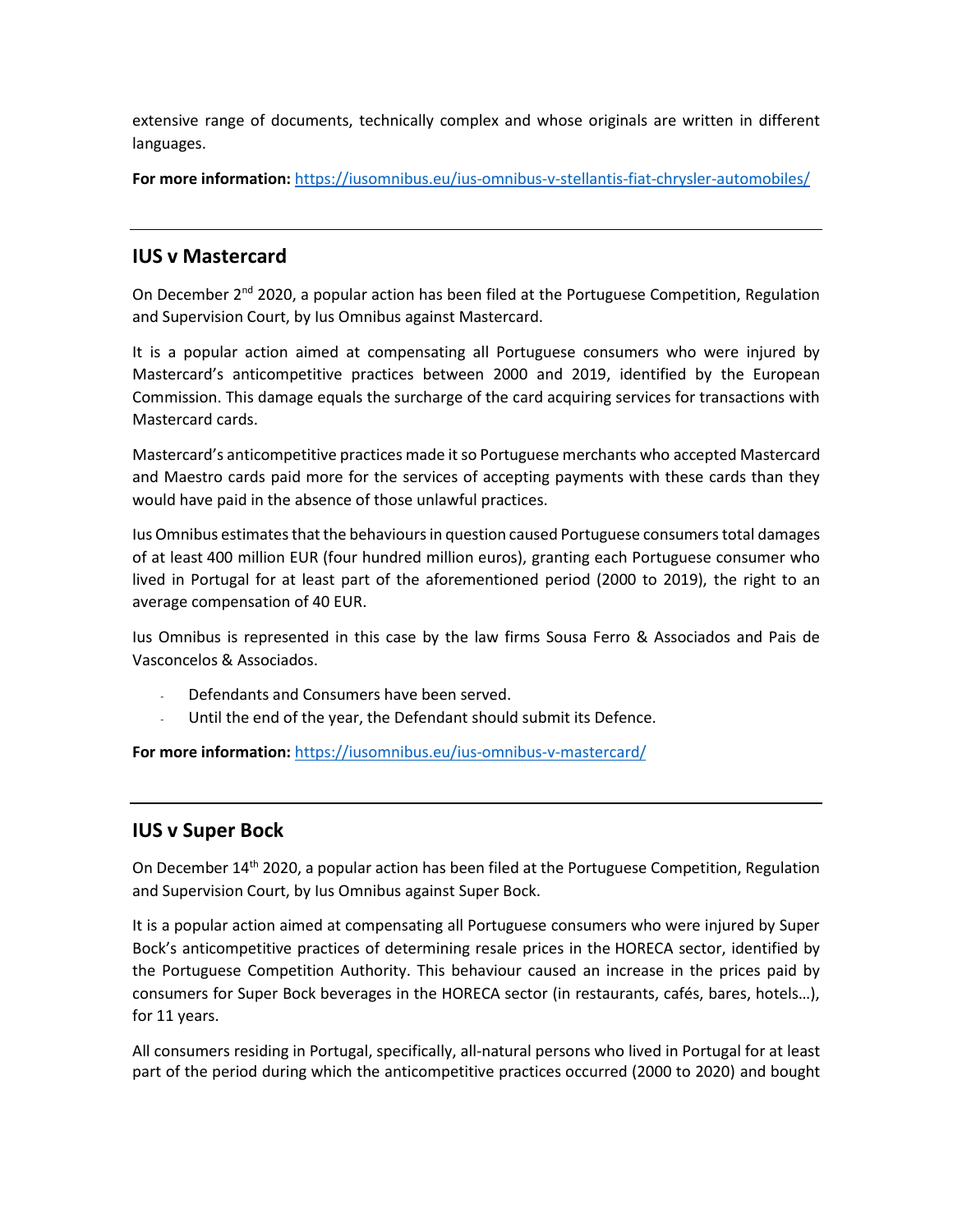extensive range of documents, technically complex and whose originals are written in different languages.

**For more information:** https://iusomnibus.eu/ius-omnibus-v-stellantis-fiat-chrysler-automobiles/

---

## IUS v Mastercard

On December 2nd 2020, a popular action has been filed at the Portuguese Competition, Regulation and Supervision Court, by Ius Omnibus against Mastercard.

It is a popular action aimed at compensating all Portuguese consumers who were injured by Mastercard's anticompetitive practices between 2000 and 2019, identified by the European Commission. This damage equals the surcharge of the card acquiring services for transactions with Mastercard cards.

Mastercard's anticompetitive practices made it so Portuguese merchants who accepted Mastercard and Maestro cards paid more for the services of accepting payments with these cards than they would have paid in the absence of those unlawful practices.

Ius Omnibus estimates that the behaviours in question caused Portuguese consumers total damages of at least 400 million EUR (four hundred million euros), granting each Portuguese consumer who lived in Portugal for at least part of the aforementioned period (2000 to 2019), the right to an average compensation of 40 EUR.

Ius Omnibus is represented in this case by the law firms Sousa Ferro & Associados and Pais de Vasconcelos & Associados.

- Defendants and Consumers have been served.
- Until the end of the year, the Defendant should submit its Defence.

**For more information:** https://iusomnibus.eu/ius-omnibus-v-mastercard/

---

## IUS v Super Bock

On December 14th 2020, a popular action has been filed at the Portuguese Competition, Regulation and Supervision Court, by Ius Omnibus against Super Bock.

It is a popular action aimed at compensating all Portuguese consumers who were injured by Super Bock's anticompetitive practices of determining resale prices in the HORECA sector, identified by the Portuguese Competition Authority. This behaviour caused an increase in the prices paid by consumers for Super Bock beverages in the HORECA sector (in restaurants, cafés, bares, hotels…), for 11 years.

All consumers residing in Portugal, specifically, all-natural persons who lived in Portugal for at least part of the period during which the anticompetitive practices occurred (2000 to 2020) and bought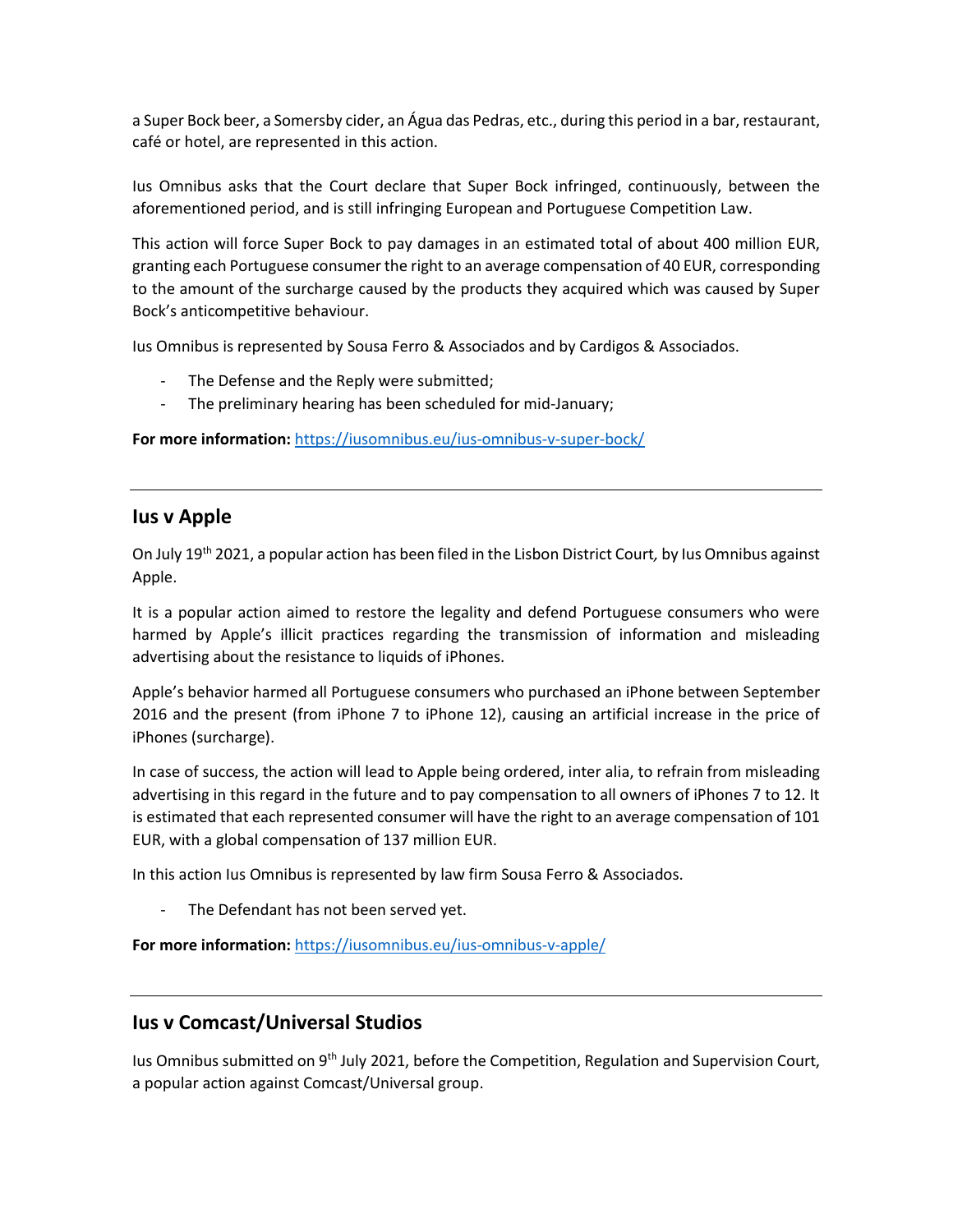a Super Bock beer, a Somersby cider, an Água das Pedras, etc., during this period in a bar, restaurant, café or hotel, are represented in this action.

Ius Omnibus asks that the Court declare that Super Bock infringed, continuously, between the aforementioned period, and is still infringing European and Portuguese Competition Law.

This action will force Super Bock to pay damages in an estimated total of about 400 million EUR, granting each Portuguese consumer the right to an average compensation of 40 EUR, corresponding to the amount of the surcharge caused by the products they acquired which was caused by Super Bock's anticompetitive behaviour.

Ius Omnibus is represented by Sousa Ferro & Associados and by Cardigos & Associados.

- The Defense and the Reply were submitted;
- The preliminary hearing has been scheduled for mid-January;

**For more information:** https://iusomnibus.eu/ius-omnibus-v-super-bock/

---

## Ius v Apple

On July 19th 2021, a popular action has been filed in the Lisbon District Court*,* by Ius Omnibus against Apple.

It is a popular action aimed to restore the legality and defend Portuguese consumers who were harmed by Apple's illicit practices regarding the transmission of information and misleading advertising about the resistance to liquids of iPhones.

Apple's behavior harmed all Portuguese consumers who purchased an iPhone between September 2016 and the present (from iPhone 7 to iPhone 12), causing an artificial increase in the price of iPhones (surcharge).

In case of success, the action will lead to Apple being ordered, inter alia, to refrain from misleading advertising in this regard in the future and to pay compensation to all owners of iPhones 7 to 12. It is estimated that each represented consumer will have the right to an average compensation of 101 EUR, with a global compensation of 137 million EUR.

In this action Ius Omnibus is represented by law firm Sousa Ferro & Associados.

- The Defendant has not been served yet.

**For more information:** https://iusomnibus.eu/ius-omnibus-v-apple/

---

## Ius v Comcast/Universal Studios

Ius Omnibus submitted on 9th July 2021, before the Competition, Regulation and Supervision Court, a popular action against Comcast/Universal group.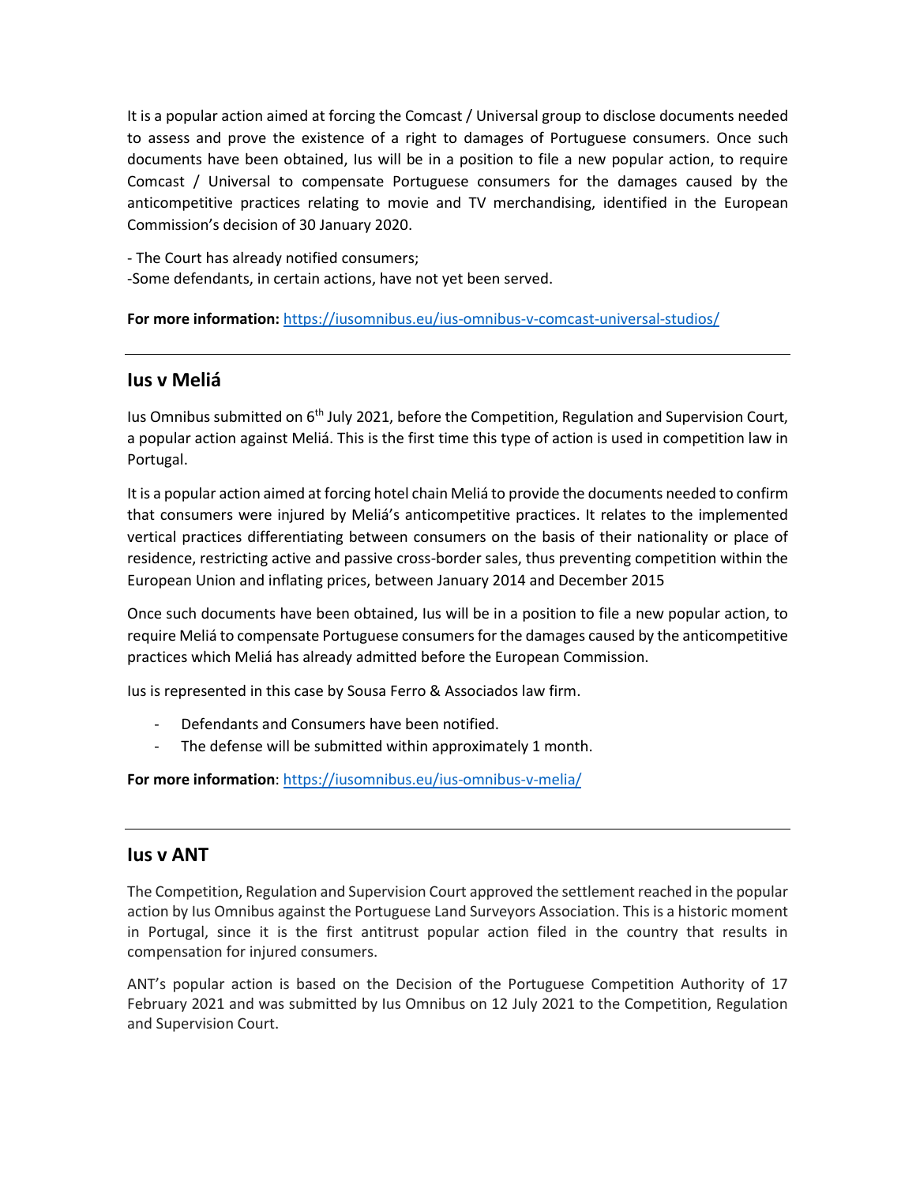It is a popular action aimed at forcing the Comcast / Universal group to disclose documents needed to assess and prove the existence of a right to damages of Portuguese consumers. Once such documents have been obtained, Ius will be in a position to file a new popular action, to require Comcast / Universal to compensate Portuguese consumers for the damages caused by the anticompetitive practices relating to movie and TV merchandising, identified in the European Commission's decision of 30 January 2020.

- The Court has already notified consumers;
- Some defendants, in certain actions, have not yet been served.

**For more information:** https://iusomnibus.eu/ius-omnibus-v-comcast-universal-studios/

---

## Ius v Meliá

Ius Omnibus submitted on 6th July 2021, before the Competition, Regulation and Supervision Court, a popular action against Meliá. This is the first time this type of action is used in competition law in Portugal.

It is a popular action aimed at forcing hotel chain Meliá to provide the documents needed to confirm that consumers were injured by Meliá's anticompetitive practices. It relates to the implemented vertical practices differentiating between consumers on the basis of their nationality or place of residence, restricting active and passive cross-border sales, thus preventing competition within the European Union and inflating prices, between January 2014 and December 2015

Once such documents have been obtained, Ius will be in a position to file a new popular action, to require Meliá to compensate Portuguese consumers for the damages caused by the anticompetitive practices which Meliá has already admitted before the European Commission.

Ius is represented in this case by Sousa Ferro & Associados law firm.

- Defendants and Consumers have been notified.
- The defense will be submitted within approximately 1 month.

**For more information**: https://iusomnibus.eu/ius-omnibus-v-melia/

---

## Ius v ANT

The Competition, Regulation and Supervision Court approved the settlement reached in the popular action by Ius Omnibus against the Portuguese Land Surveyors Association. This is a historic moment in Portugal, since it is the first antitrust popular action filed in the country that results in compensation for injured consumers.

ANT's popular action is based on the Decision of the Portuguese Competition Authority of 17 February 2021 and was submitted by Ius Omnibus on 12 July 2021 to the Competition, Regulation and Supervision Court.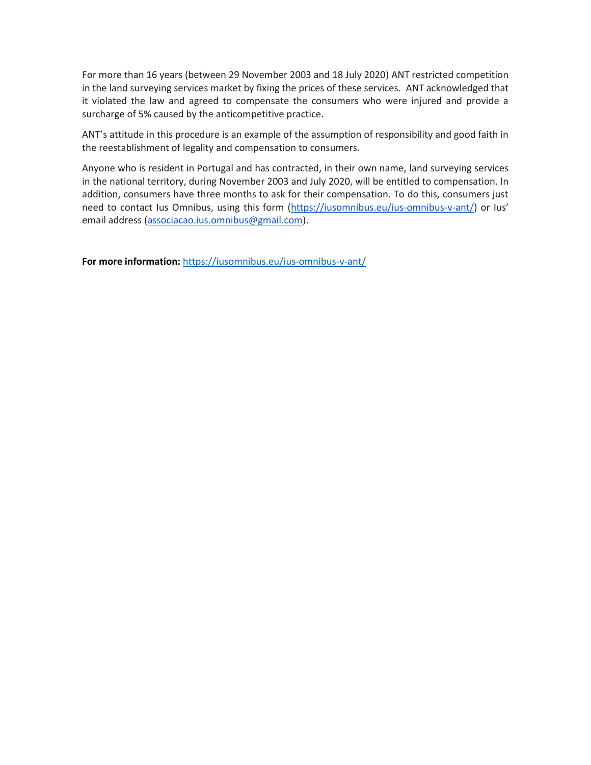For more than 16 years (between 29 November 2003 and 18 July 2020) ANT restricted competition in the land surveying services market by fixing the prices of these services. ANT acknowledged that it violated the law and agreed to compensate the consumers who were injured and provide a surcharge of 5% caused by the anticompetitive practice.

ANT's attitude in this procedure is an example of the assumption of responsibility and good faith in the reestablishment of legality and compensation to consumers.

Anyone who is resident in Portugal and has contracted, in their own name, land surveying services in the national territory, during November 2003 and July 2020, will be entitled to compensation. In addition, consumers have three months to ask for their compensation. To do this, consumers just need to contact Ius Omnibus, using this form (https://iusomnibus.eu/ius-omnibus-v-ant/) or Ius' email address (associacao.ius.omnibus@gmail.com).

**For more information:** https://iusomnibus.eu/ius-omnibus-v-ant/